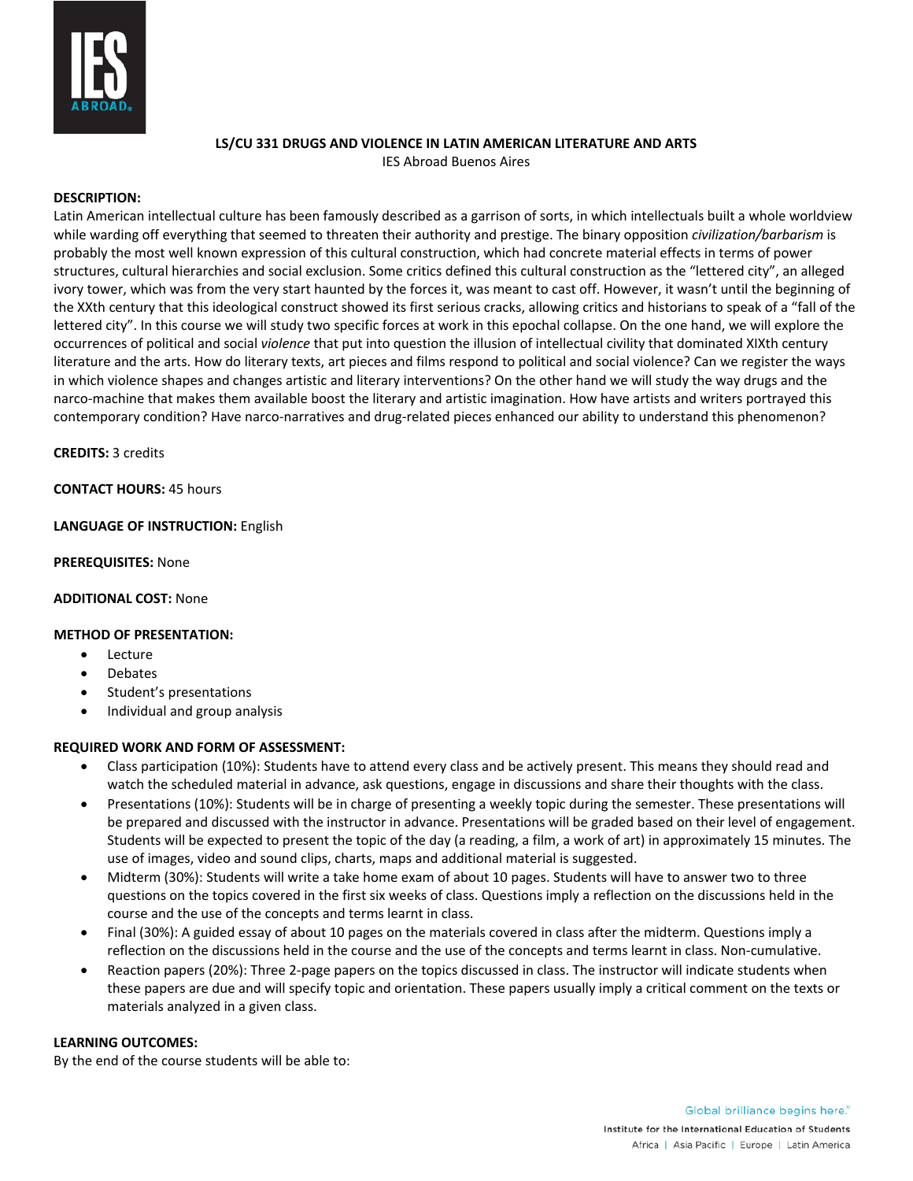# LS/CU 331 DRUGS AND VIOLENCE IN LATIN AMERICAN LITERATURE AND ARTS

IES Abroad Buenos Aires

**DESCRIPTION:**

Latin American intellectual culture has been famously described as a garrison of sorts, in which intellectuals built a whole worldview while warding off everything that seemed to threaten their authority and prestige. The binary opposition *civilization/barbarism* is probably the most well known expression of this cultural construction, which had concrete material effects in terms of power structures, cultural hierarchies and social exclusion. Some critics defined this cultural construction as the "lettered city", an alleged ivory tower, which was from the very start haunted by the forces it, was meant to cast off. However, it wasn't until the beginning of the XXth century that this ideological construct showed its first serious cracks, allowing critics and historians to speak of a "fall of the lettered city". In this course we will study two specific forces at work in this epochal collapse. On the one hand, we will explore the occurrences of political and social *violence* that put into question the illusion of intellectual civility that dominated XIXth century literature and the arts. How do literary texts, art pieces and films respond to political and social violence? Can we register the ways in which violence shapes and changes artistic and literary interventions? On the other hand we will study the way drugs and the narco-machine that makes them available boost the literary and artistic imagination. How have artists and writers portrayed this contemporary condition? Have narco-narratives and drug-related pieces enhanced our ability to understand this phenomenon?

**CREDITS:** 3 credits

**CONTACT HOURS:** 45 hours

**LANGUAGE OF INSTRUCTION:** English

**PREREQUISITES:** None

**ADDITIONAL COST:** None

**METHOD OF PRESENTATION:**

- Lecture
- Debates
- Student's presentations
- Individual and group analysis

**REQUIRED WORK AND FORM OF ASSESSMENT:**

- Class participation (10%): Students have to attend every class and be actively present. This means they should read and watch the scheduled material in advance, ask questions, engage in discussions and share their thoughts with the class.
- Presentations (10%): Students will be in charge of presenting a weekly topic during the semester. These presentations will be prepared and discussed with the instructor in advance. Presentations will be graded based on their level of engagement. Students will be expected to present the topic of the day (a reading, a film, a work of art) in approximately 15 minutes. The use of images, video and sound clips, charts, maps and additional material is suggested.
- Midterm (30%): Students will write a take home exam of about 10 pages. Students will have to answer two to three questions on the topics covered in the first six weeks of class. Questions imply a reflection on the discussions held in the course and the use of the concepts and terms learnt in class.
- Final (30%): A guided essay of about 10 pages on the materials covered in class after the midterm. Questions imply a reflection on the discussions held in the course and the use of the concepts and terms learnt in class. Non-cumulative.
- Reaction papers (20%): Three 2-page papers on the topics discussed in class. The instructor will indicate students when these papers are due and will specify topic and orientation. These papers usually imply a critical comment on the texts or materials analyzed in a given class.

**LEARNING OUTCOMES:**

By the end of the course students will be able to: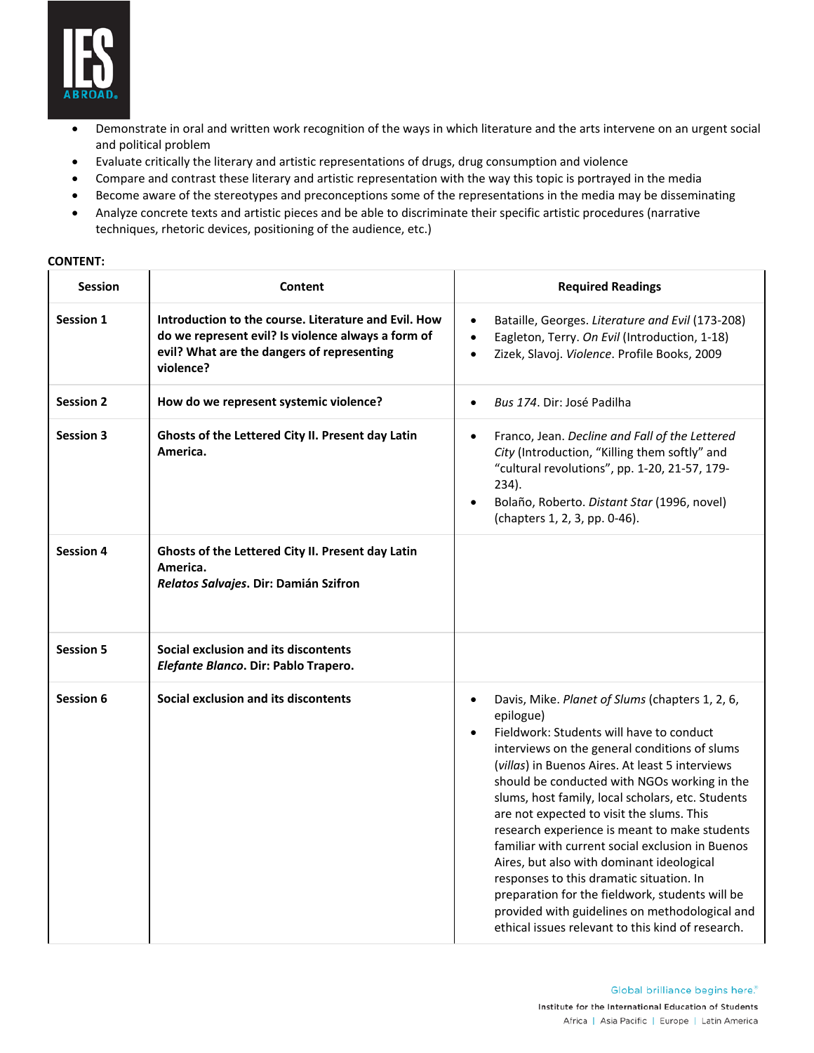- Demonstrate in oral and written work recognition of the ways in which literature and the arts intervene on an urgent social and political problem
- Evaluate critically the literary and artistic representations of drugs, drug consumption and violence
- Compare and contrast these literary and artistic representation with the way this topic is portrayed in the media
- Become aware of the stereotypes and preconceptions some of the representations in the media may be disseminating
- Analyze concrete texts and artistic pieces and be able to discriminate their specific artistic procedures (narrative techniques, rhetoric devices, positioning of the audience, etc.)

**CONTENT:**

| Session | Content | Required Readings |
|---|---|---|
| **Session 1** | **Introduction to the course. Literature and Evil. How do we represent evil? Is violence always a form of evil? What are the dangers of representing violence?** | • Bataille, Georges. *Literature and Evil* (173-208)<br>• Eagleton, Terry. *On Evil* (Introduction, 1-18)<br>• Zizek, Slavoj. *Violence*. Profile Books, 2009 |
| **Session 2** | **How do we represent systemic violence?** | • *Bus 174*. Dir: José Padilha |
| **Session 3** | **Ghosts of the Lettered City II. Present day Latin America.** | • Franco, Jean. *Decline and Fall of the Lettered City* (Introduction, "Killing them softly" and "cultural revolutions", pp. 1-20, 21-57, 179-234).<br>• Bolaño, Roberto. *Distant Star* (1996, novel) (chapters 1, 2, 3, pp. 0-46). |
| **Session 4** | **Ghosts of the Lettered City II. Present day Latin America.**<br>***Relatos Salvajes*. Dir: Damián Szifron** | |
| **Session 5** | **Social exclusion and its discontents**<br>***Elefante Blanco*. Dir: Pablo Trapero.** | |
| **Session 6** | **Social exclusion and its discontents** | • Davis, Mike. *Planet of Slums* (chapters 1, 2, 6, epilogue)<br>• Fieldwork: Students will have to conduct interviews on the general conditions of slums (*villas*) in Buenos Aires. At least 5 interviews should be conducted with NGOs working in the slums, host family, local scholars, etc. Students are not expected to visit the slums. This research experience is meant to make students familiar with current social exclusion in Buenos Aires, but also with dominant ideological responses to this dramatic situation. In preparation for the fieldwork, students will be provided with guidelines on methodological and ethical issues relevant to this kind of research. |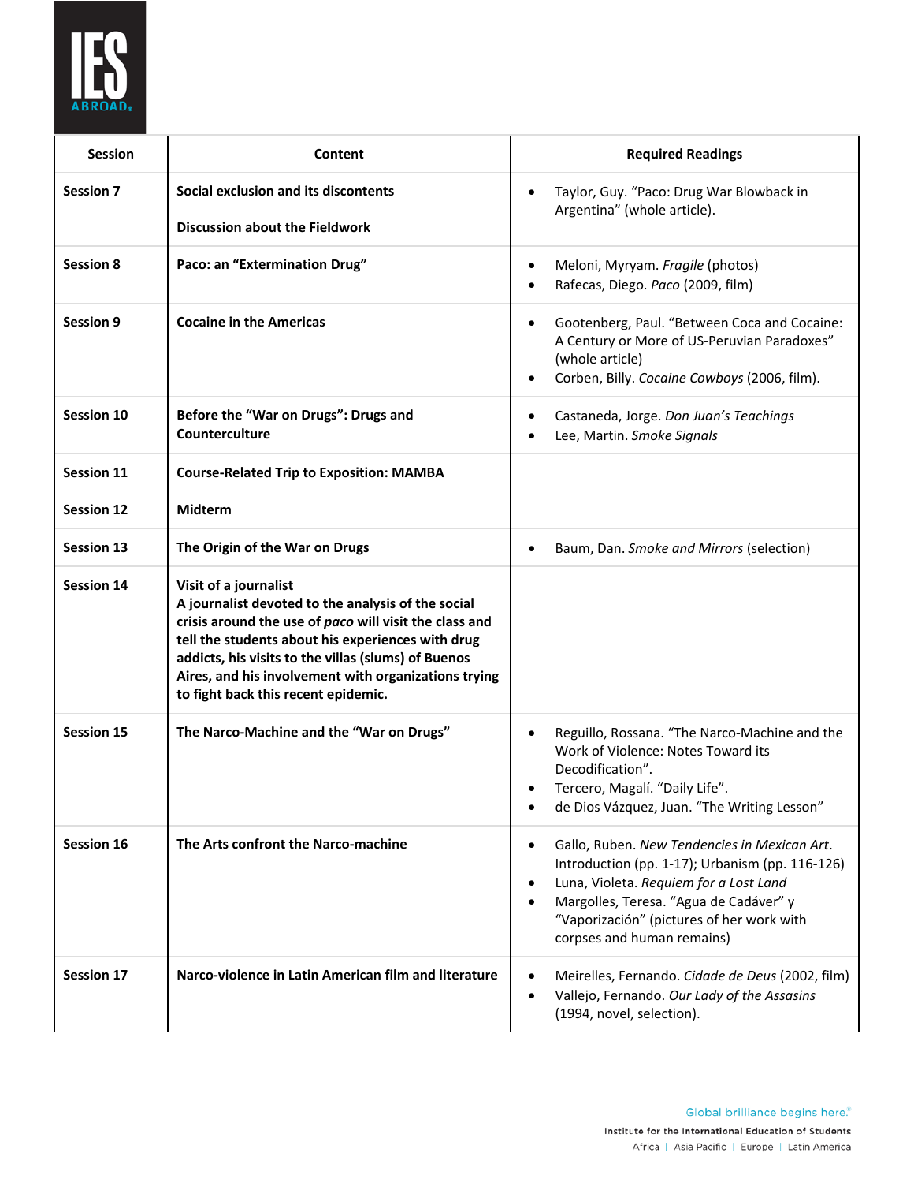| Session | Content | Required Readings |
|---|---|---|
| **Session 7** | **Social exclusion and its discontents**<br><br>**Discussion about the Fieldwork** | • Taylor, Guy. "Paco: Drug War Blowback in Argentina" (whole article). |
| **Session 8** | **Paco: an "Extermination Drug"** | • Meloni, Myryam. *Fragile* (photos)<br>• Rafecas, Diego. *Paco* (2009, film) |
| **Session 9** | **Cocaine in the Americas** | • Gootenberg, Paul. "Between Coca and Cocaine: A Century or More of US-Peruvian Paradoxes" (whole article)<br>• Corben, Billy. *Cocaine Cowboys* (2006, film). |
| **Session 10** | **Before the "War on Drugs": Drugs and Counterculture** | • Castaneda, Jorge. *Don Juan's Teachings*<br>• Lee, Martin. *Smoke Signals* |
| **Session 11** | **Course-Related Trip to Exposition: MAMBA** | |
| **Session 12** | **Midterm** | |
| **Session 13** | **The Origin of the War on Drugs** | • Baum, Dan. *Smoke and Mirrors* (selection) |
| **Session 14** | **Visit of a journalist**<br>**A journalist devoted to the analysis of the social crisis around the use of *paco* will visit the class and tell the students about his experiences with drug addicts, his visits to the villas (slums) of Buenos Aires, and his involvement with organizations trying to fight back this recent epidemic.** | |
| **Session 15** | **The Narco-Machine and the "War on Drugs"** | • Reguillo, Rossana. "The Narco-Machine and the Work of Violence: Notes Toward its Decodification".<br>• Tercero, Magalí. "Daily Life".<br>• de Dios Vázquez, Juan. "The Writing Lesson" |
| **Session 16** | **The Arts confront the Narco-machine** | • Gallo, Ruben. *New Tendencies in Mexican Art*. Introduction (pp. 1-17); Urbanism (pp. 116-126)<br>• Luna, Violeta. *Requiem for a Lost Land*<br>• Margolles, Teresa. "Agua de Cadáver" y "Vaporización" (pictures of her work with corpses and human remains) |
| **Session 17** | **Narco-violence in Latin American film and literature** | • Meirelles, Fernando. *Cidade de Deus* (2002, film)<br>• Vallejo, Fernando. *Our Lady of the Assasins* (1994, novel, selection). |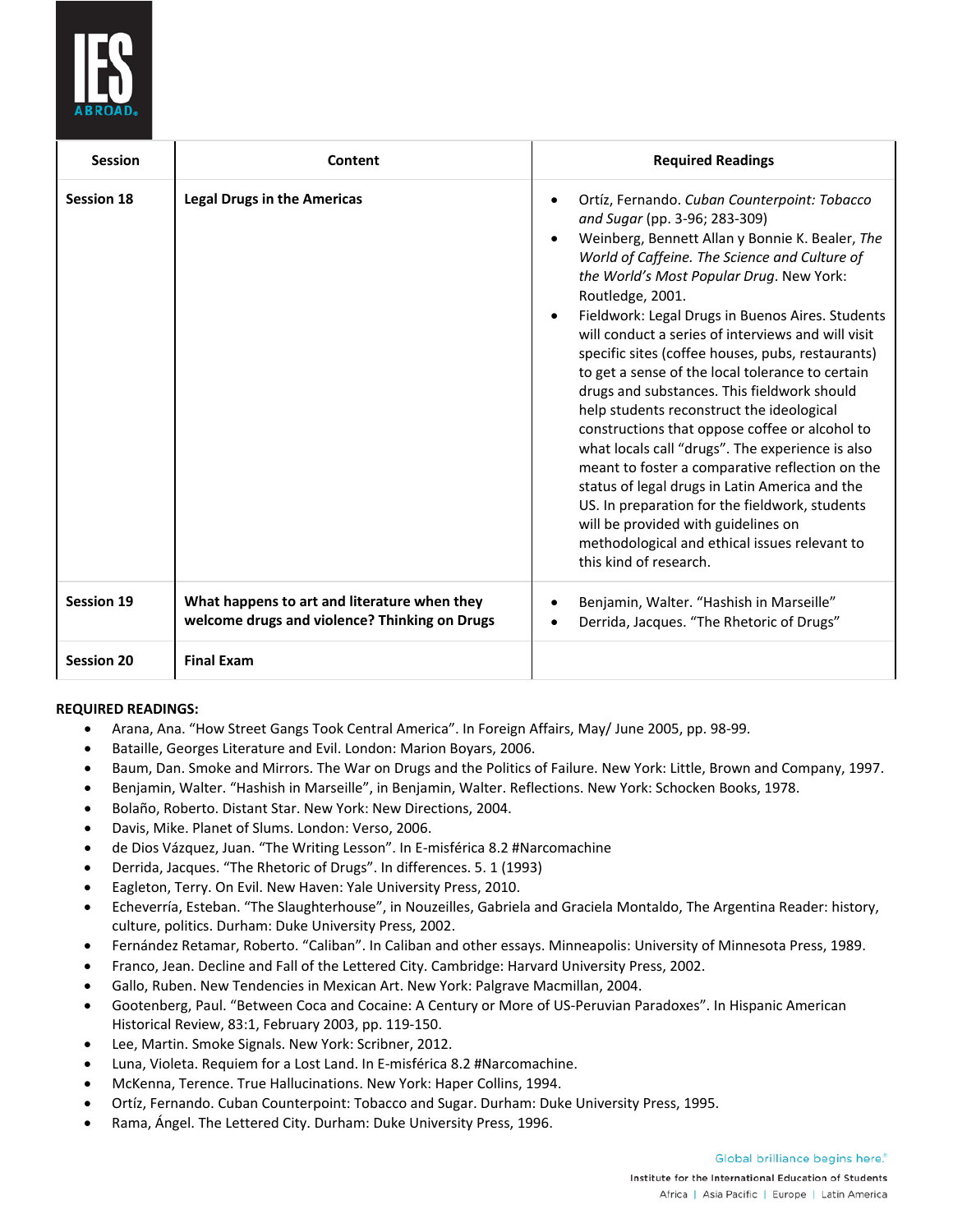| Session | Content | Required Readings |
|---|---|---|
| **Session 18** | **Legal Drugs in the Americas** | • Ortíz, Fernando. *Cuban Counterpoint: Tobacco and Sugar* (pp. 3-96; 283-309)<br>• Weinberg, Bennett Allan y Bonnie K. Bealer, *The World of Caffeine. The Science and Culture of the World's Most Popular Drug*. New York: Routledge, 2001.<br>• Fieldwork: Legal Drugs in Buenos Aires. Students will conduct a series of interviews and will visit specific sites (coffee houses, pubs, restaurants) to get a sense of the local tolerance to certain drugs and substances. This fieldwork should help students reconstruct the ideological constructions that oppose coffee or alcohol to what locals call "drugs". The experience is also meant to foster a comparative reflection on the status of legal drugs in Latin America and the US. In preparation for the fieldwork, students will be provided with guidelines on methodological and ethical issues relevant to this kind of research. |
| **Session 19** | **What happens to art and literature when they welcome drugs and violence? Thinking on Drugs** | • Benjamin, Walter. "Hashish in Marseille"<br>• Derrida, Jacques. "The Rhetoric of Drugs" |
| **Session 20** | **Final Exam** | |

**REQUIRED READINGS:**

- Arana, Ana. "How Street Gangs Took Central America". In Foreign Affairs, May/ June 2005, pp. 98-99.
- Bataille, Georges Literature and Evil. London: Marion Boyars, 2006.
- Baum, Dan. Smoke and Mirrors. The War on Drugs and the Politics of Failure. New York: Little, Brown and Company, 1997.
- Benjamin, Walter. "Hashish in Marseille", in Benjamin, Walter. Reflections. New York: Schocken Books, 1978.
- Bolaño, Roberto. Distant Star. New York: New Directions, 2004.
- Davis, Mike. Planet of Slums. London: Verso, 2006.
- de Dios Vázquez, Juan. "The Writing Lesson". In E-misférica 8.2 #Narcomachine
- Derrida, Jacques. "The Rhetoric of Drugs". In differences. 5. 1 (1993)
- Eagleton, Terry. On Evil. New Haven: Yale University Press, 2010.
- Echeverría, Esteban. "The Slaughterhouse", in Nouzeilles, Gabriela and Graciela Montaldo, The Argentina Reader: history, culture, politics. Durham: Duke University Press, 2002.
- Fernández Retamar, Roberto. "Caliban". In Caliban and other essays. Minneapolis: University of Minnesota Press, 1989.
- Franco, Jean. Decline and Fall of the Lettered City. Cambridge: Harvard University Press, 2002.
- Gallo, Ruben. New Tendencies in Mexican Art. New York: Palgrave Macmillan, 2004.
- Gootenberg, Paul. "Between Coca and Cocaine: A Century or More of US-Peruvian Paradoxes". In Hispanic American Historical Review, 83:1, February 2003, pp. 119-150.
- Lee, Martin. Smoke Signals. New York: Scribner, 2012.
- Luna, Violeta. Requiem for a Lost Land. In E-misférica 8.2 #Narcomachine.
- McKenna, Terence. True Hallucinations. New York: Haper Collins, 1994.
- Ortíz, Fernando. Cuban Counterpoint: Tobacco and Sugar. Durham: Duke University Press, 1995.
- Rama, Ángel. The Lettered City. Durham: Duke University Press, 1996.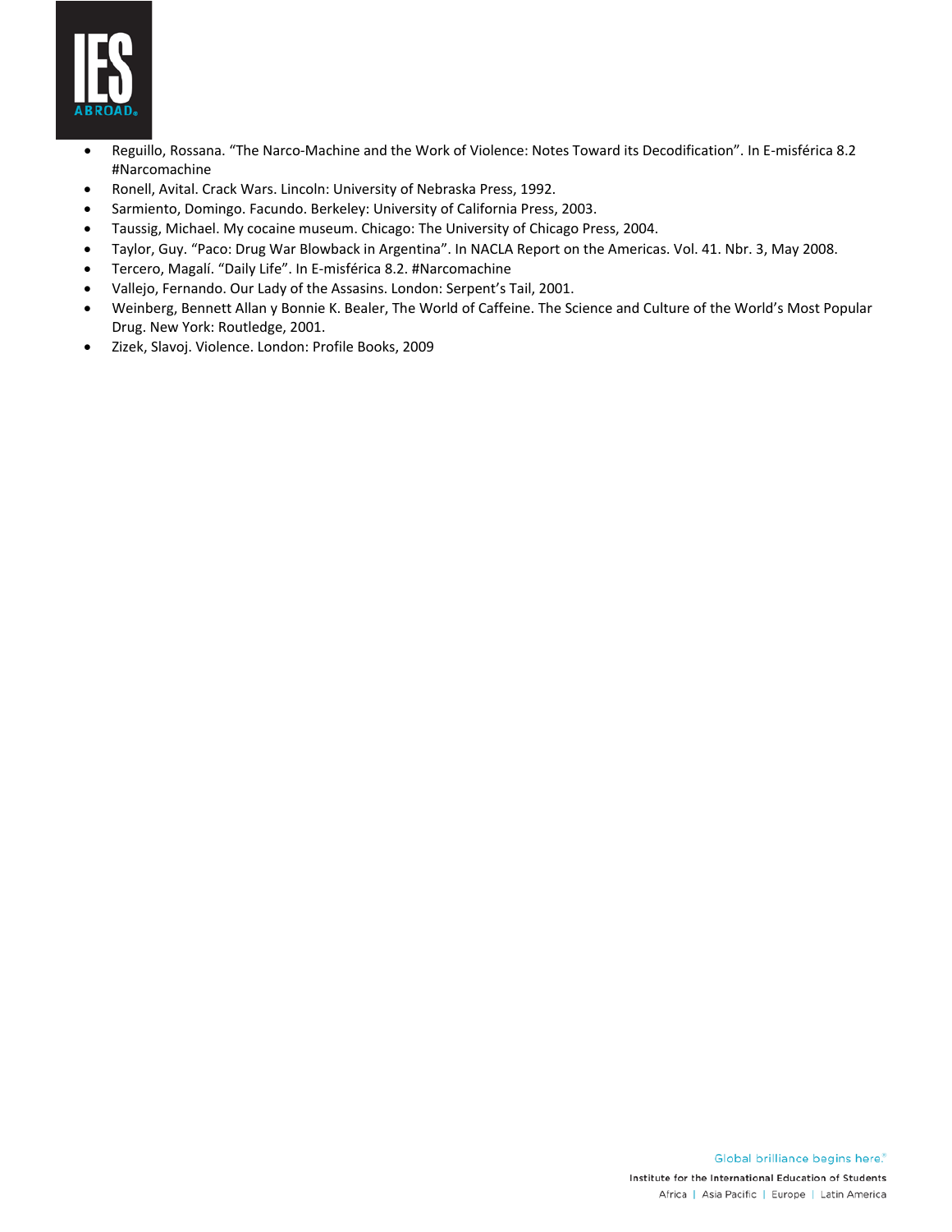- Reguillo, Rossana. “The Narco-Machine and the Work of Violence: Notes Toward its Decodification”. In E-misférica 8.2 #Narcomachine
- Ronell, Avital. Crack Wars. Lincoln: University of Nebraska Press, 1992.
- Sarmiento, Domingo. Facundo. Berkeley: University of California Press, 2003.
- Taussig, Michael. My cocaine museum. Chicago: The University of Chicago Press, 2004.
- Taylor, Guy. “Paco: Drug War Blowback in Argentina”. In NACLA Report on the Americas. Vol. 41. Nbr. 3, May 2008.
- Tercero, Magalí. “Daily Life”. In E-misférica 8.2. #Narcomachine
- Vallejo, Fernando. Our Lady of the Assasins. London: Serpent’s Tail, 2001.
- Weinberg, Bennett Allan y Bonnie K. Bealer, The World of Caffeine. The Science and Culture of the World’s Most Popular Drug. New York: Routledge, 2001.
- Zizek, Slavoj. Violence. London: Profile Books, 2009